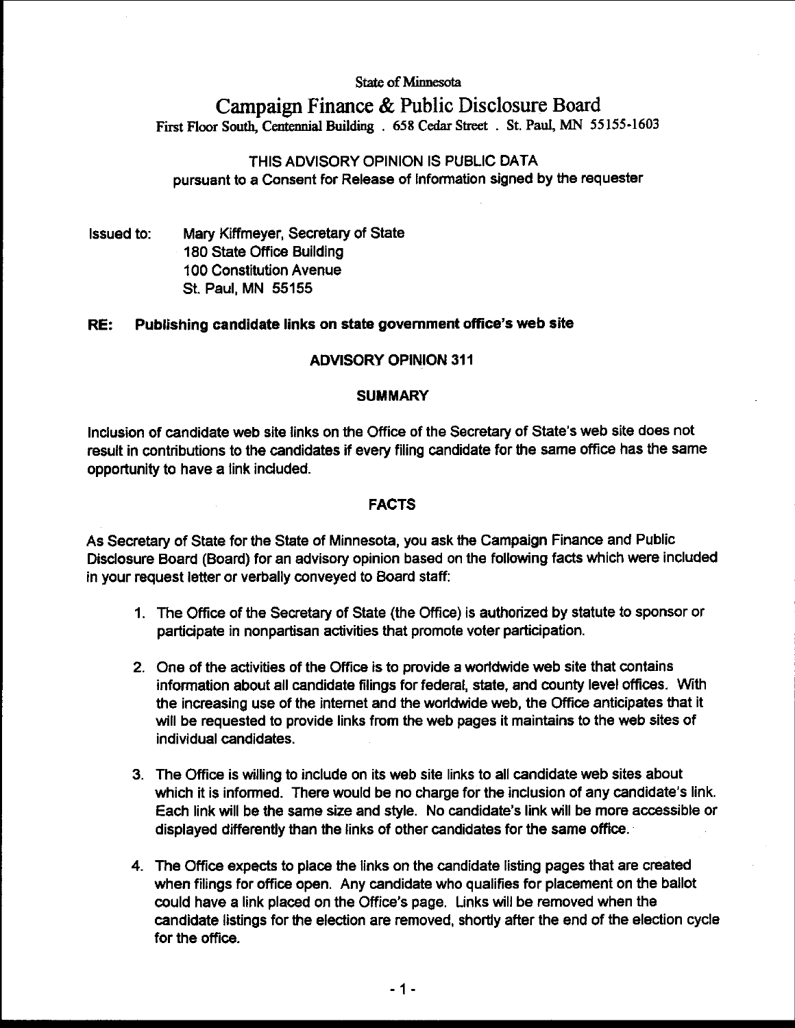State of Minnesota

# Campaign Finance & Public Disclosure Board

First Floor South, Centennial Building . 658 Cedar Street . St. Paul, MN 55155-1603

THIS ADVISORY OPINION IS PUBLIC DATA
pursuant to a Consent for Release of Information signed by the requester

Issued to: Mary Kiffmeyer, Secretary of State
180 State Office Building
100 Constitution Avenue
St. Paul, MN 55155

**RE: Publishing candidate links on state government office's web site**

## ADVISORY OPINION 311

### SUMMARY

Inclusion of candidate web site links on the Office of the Secretary of State's web site does not result in contributions to the candidates if every filing candidate for the same office has the same opportunity to have a link included.

### FACTS

As Secretary of State for the State of Minnesota, you ask the Campaign Finance and Public Disclosure Board (Board) for an advisory opinion based on the following facts which were included in your request letter or verbally conveyed to Board staff:

1. The Office of the Secretary of State (the Office) is authorized by statute to sponsor or participate in nonpartisan activities that promote voter participation.

2. One of the activities of the Office is to provide a worldwide web site that contains information about all candidate filings for federal, state, and county level offices. With the increasing use of the internet and the worldwide web, the Office anticipates that it will be requested to provide links from the web pages it maintains to the web sites of individual candidates.

3. The Office is willing to include on its web site links to all candidate web sites about which it is informed. There would be no charge for the inclusion of any candidate's link. Each link will be the same size and style. No candidate's link will be more accessible or displayed differently than the links of other candidates for the same office.

4. The Office expects to place the links on the candidate listing pages that are created when filings for office open. Any candidate who qualifies for placement on the ballot could have a link placed on the Office's page. Links will be removed when the candidate listings for the election are removed, shortly after the end of the election cycle for the office.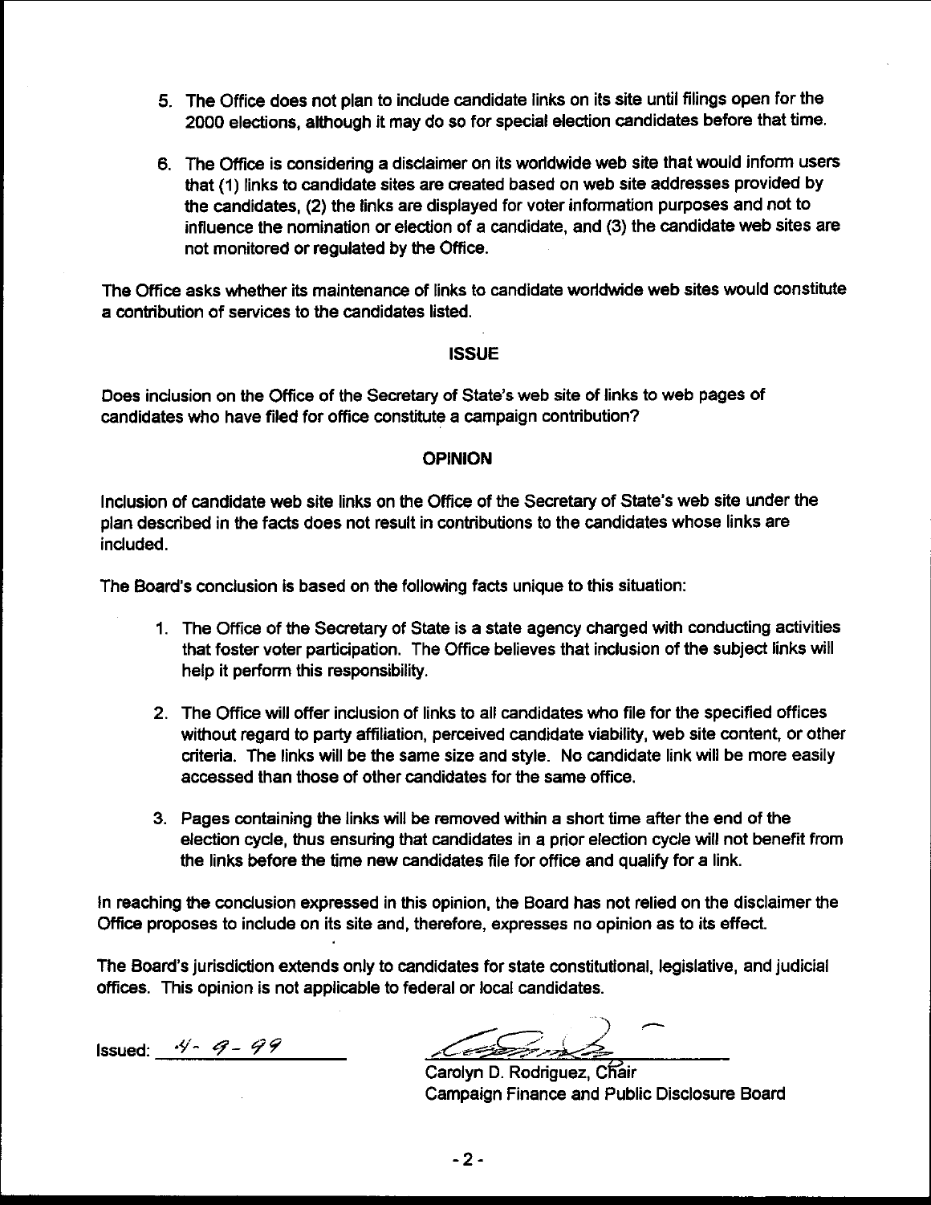5. The Office does not plan to include candidate links on its site until filings open for the 2000 elections, although it may do so for special election candidates before that time.

6. The Office is considering a disclaimer on its worldwide web site that would inform users that (1) links to candidate sites are created based on web site addresses provided by the candidates, (2) the links are displayed for voter information purposes and not to influence the nomination or election of a candidate, and (3) the candidate web sites are not monitored or regulated by the Office.

The Office asks whether its maintenance of links to candidate worldwide web sites would constitute a contribution of services to the candidates listed.

## ISSUE

Does inclusion on the Office of the Secretary of State's web site of links to web pages of candidates who have filed for office constitute a campaign contribution?

## OPINION

Inclusion of candidate web site links on the Office of the Secretary of State's web site under the plan described in the facts does not result in contributions to the candidates whose links are included.

The Board's conclusion is based on the following facts unique to this situation:

1. The Office of the Secretary of State is a state agency charged with conducting activities that foster voter participation. The Office believes that inclusion of the subject links will help it perform this responsibility.

2. The Office will offer inclusion of links to all candidates who file for the specified offices without regard to party affiliation, perceived candidate viability, web site content, or other criteria. The links will be the same size and style. No candidate link will be more easily accessed than those of other candidates for the same office.

3. Pages containing the links will be removed within a short time after the end of the election cycle, thus ensuring that candidates in a prior election cycle will not benefit from the links before the time new candidates file for office and qualify for a link.

In reaching the conclusion expressed in this opinion, the Board has not relied on the disclaimer the Office proposes to include on its site and, therefore, expresses no opinion as to its effect.

The Board's jurisdiction extends only to candidates for state constitutional, legislative, and judicial offices. This opinion is not applicable to federal or local candidates.

Issued: 4-9-99

Carolyn D. Rodriguez, Chair
Campaign Finance and Public Disclosure Board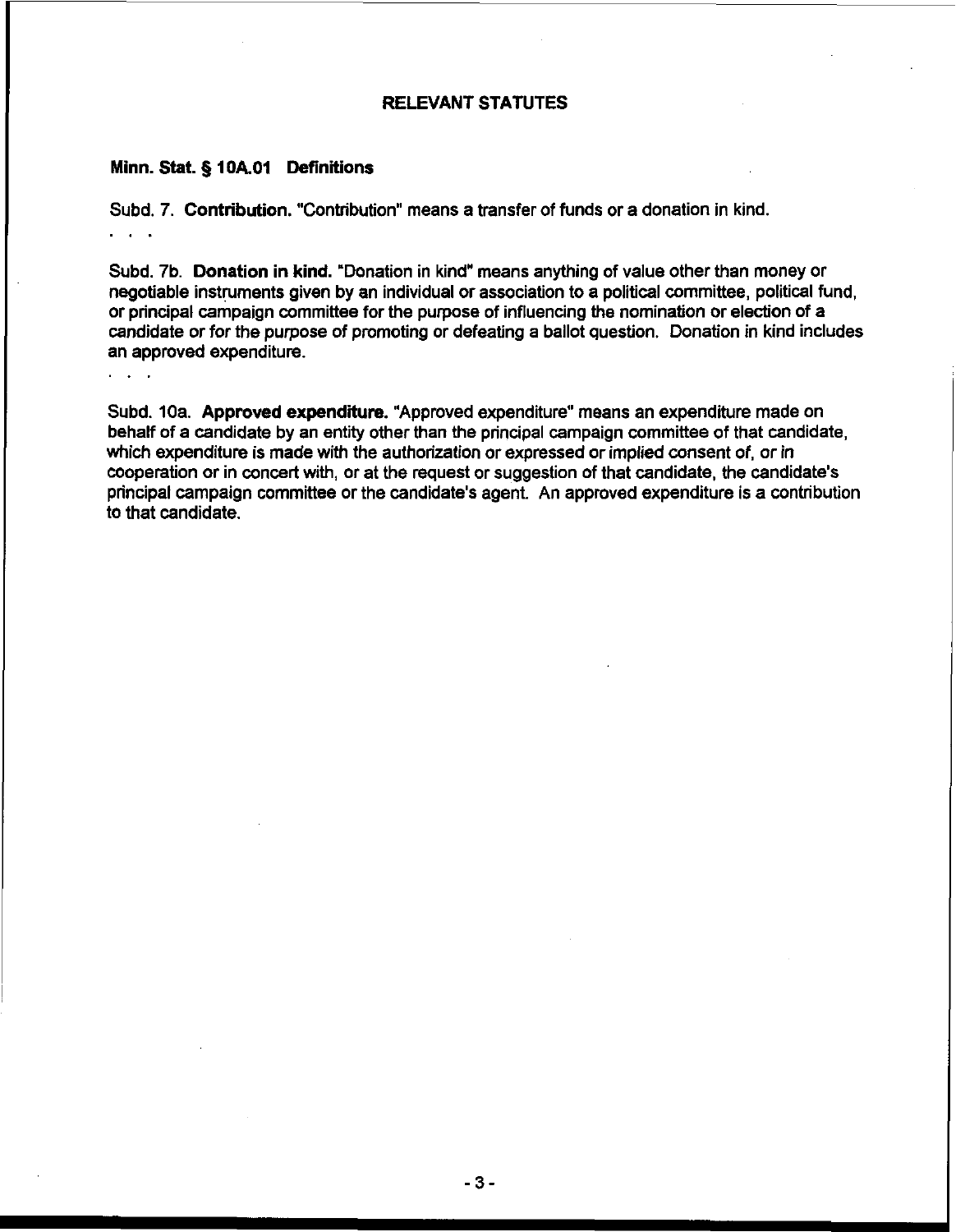## RELEVANT STATUTES

### Minn. Stat. § 10A.01 Definitions

Subd. 7. **Contribution.** "Contribution" means a transfer of funds or a donation in kind.

. . .

Subd. 7b. **Donation in kind.** "Donation in kind" means anything of value other than money or negotiable instruments given by an individual or association to a political committee, political fund, or principal campaign committee for the purpose of influencing the nomination or election of a candidate or for the purpose of promoting or defeating a ballot question. Donation in kind includes an approved expenditure.

. . .

Subd. 10a. **Approved expenditure.** "Approved expenditure" means an expenditure made on behalf of a candidate by an entity other than the principal campaign committee of that candidate, which expenditure is made with the authorization or expressed or implied consent of, or in cooperation or in concert with, or at the request or suggestion of that candidate, the candidate's principal campaign committee or the candidate's agent. An approved expenditure is a contribution to that candidate.